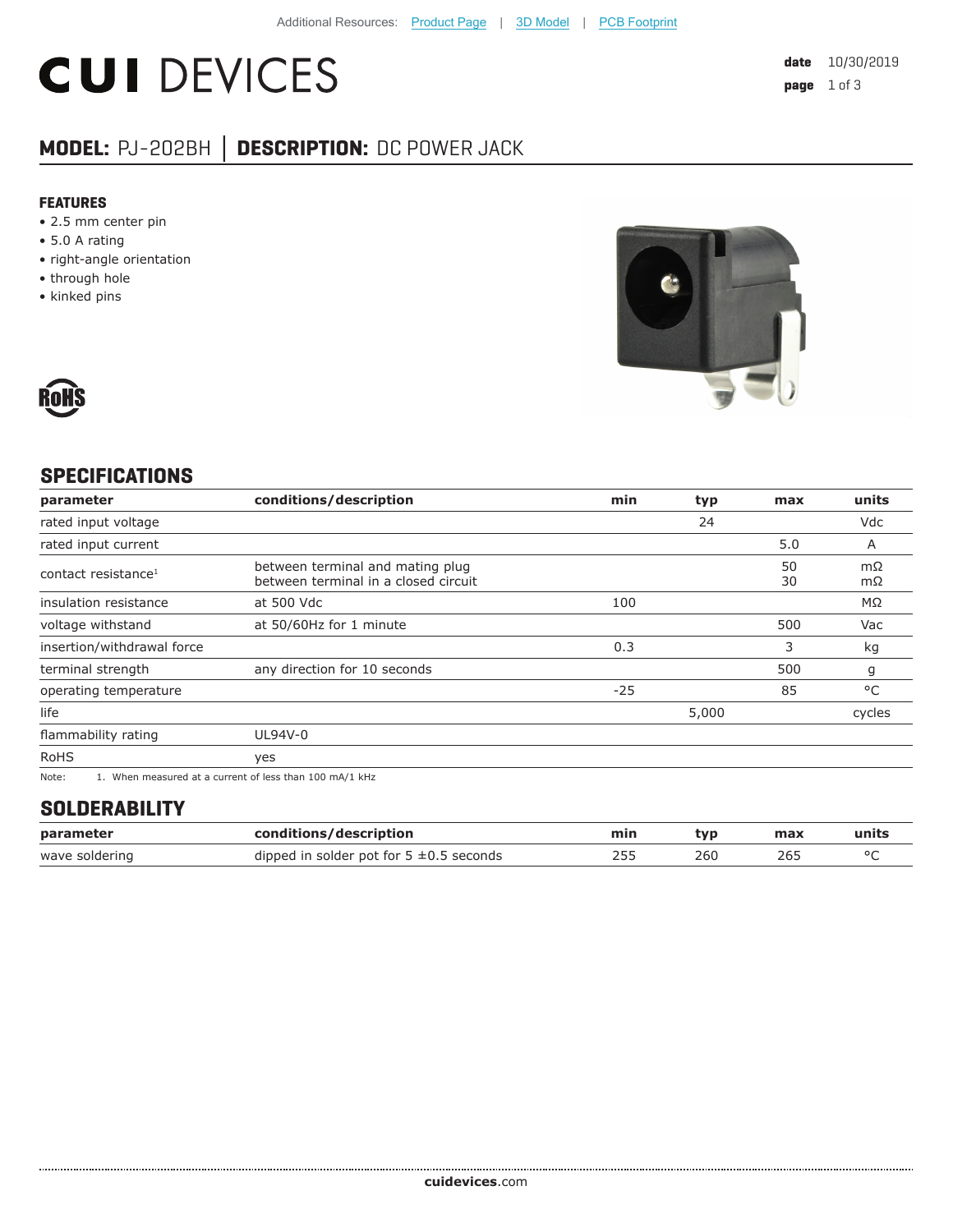Additional Resources: Product Page | 3D Model | PCB Footprint

# CUI DEVICES

**date** 10/30/2019
**page** 1 of 3

## MODEL: PJ-202BH │ DESCRIPTION: DC POWER JACK

### FEATURES

- 2.5 mm center pin
- 5.0 A rating
- right-angle orientation
- through hole
- kinked pins

RoHS

## SPECIFICATIONS

| parameter | conditions/description | min | typ | max | units |
|---|---|---|---|---|---|
| rated input voltage | | | 24 | | Vdc |
| rated input current | | | | 5.0 | A |
| contact resistance[1] | between terminal and mating plug<br>between terminal in a closed circuit | | | 50<br>30 | mΩ<br>mΩ |
| insulation resistance | at 500 Vdc | 100 | | | MΩ |
| voltage withstand | at 50/60Hz for 1 minute | | | 500 | Vac |
| insertion/withdrawal force | | 0.3 | | 3 | kg |
| terminal strength | any direction for 10 seconds | | | 500 | g |
| operating temperature | | -25 | | 85 | °C |
| life | | | 5,000 | | cycles |
| flammability rating | UL94V-0 | | | | |
| RoHS | yes | | | | |

Note: 1. When measured at a current of less than 100 mA/1 kHz

## SOLDERABILITY

| parameter | conditions/description | min | typ | max | units |
|---|---|---|---|---|---|
| wave soldering | dipped in solder pot for 5 ±0.5 seconds | 255 | 260 | 265 | °C |

**cuidevices**.com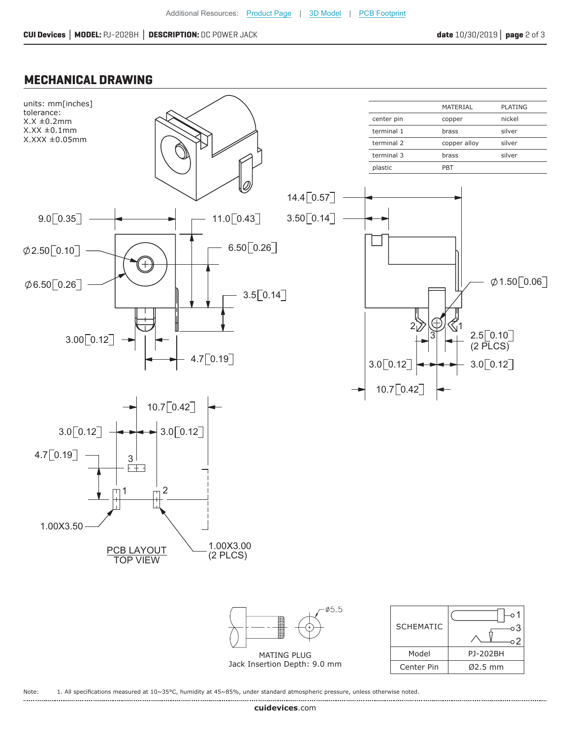## MECHANICAL DRAWING

units: mm[inches]
tolerance:
X.X ±0.2mm
X.XX ±0.1mm
X.XXX ±0.05mm

| | MATERIAL | PLATING |
|---|---|---|
| center pin | copper | nickel |
| terminal 1 | brass | silver |
| terminal 2 | copper alloy | silver |
| terminal 3 | brass | silver |
| plastic | PBT | |

9.0[0.35]
11.0[0.43]
Ø2.50[0.10]
6.50[0.26]
Ø6.50[0.26]
3.5[0.14]
3.00[0.12]
4.7[0.19]

14.4[0.57]
3.50[0.14]
Ø1.50[0.06]
2.5[0.10] (2 PLCS)
3.0[0.12]
3.0[0.12]
10.7[0.42]

10.7[0.42]
3.0[0.12]
3.0[0.12]
4.7[0.19]
1.00X3.50
1.00X3.00 (2 PLCS)

PCB LAYOUT
TOP VIEW

ø5.5

MATING PLUG
Jack Insertion Depth: 9.0 mm

| SCHEMATIC | |
|---|---|
| Model | PJ-202BH |
| Center Pin | Ø2.5 mm |

Note: 1. All specifications measured at 10~35°C, humidity at 45~85%, under standard atmospheric pressure, unless otherwise noted.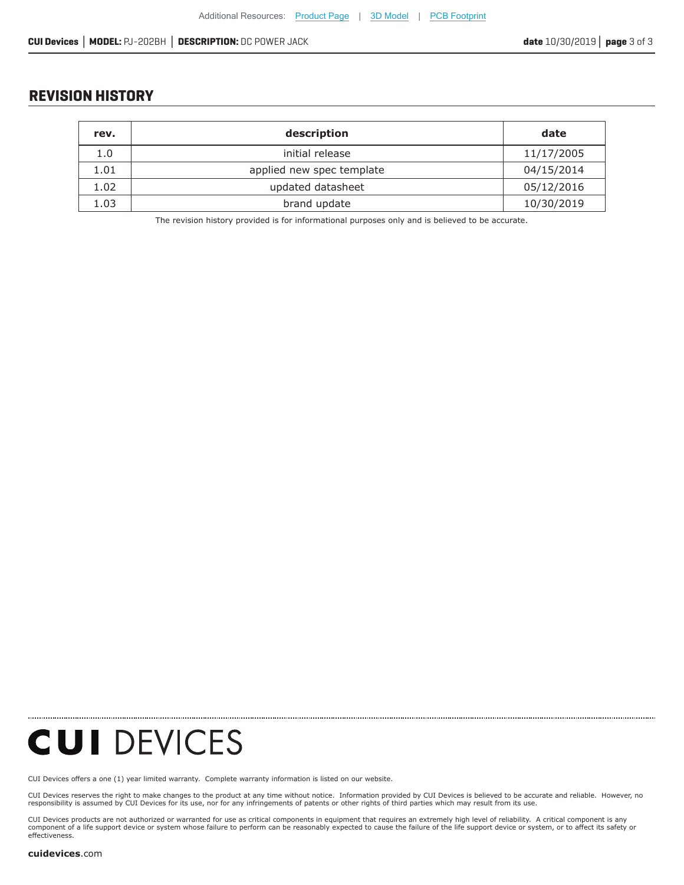## REVISION HISTORY

| rev. | description | date |
| --- | --- | --- |
| 1.0 | initial release | 11/17/2005 |
| 1.01 | applied new spec template | 04/15/2014 |
| 1.02 | updated datasheet | 05/12/2016 |
| 1.03 | brand update | 10/30/2019 |

The revision history provided is for informational purposes only and is believed to be accurate.

**CUI** DEVICES

CUI Devices offers a one (1) year limited warranty. Complete warranty information is listed on our website.

CUI Devices reserves the right to make changes to the product at any time without notice. Information provided by CUI Devices is believed to be accurate and reliable. However, no responsibility is assumed by CUI Devices for its use, nor for any infringements of patents or other rights of third parties which may result from its use.

CUI Devices products are not authorized or warranted for use as critical components in equipment that requires an extremely high level of reliability. A critical component is any component of a life support device or system whose failure to perform can be reasonably expected to cause the failure of the life support device or system, or to affect its safety or effectiveness.

**cuidevices**.com